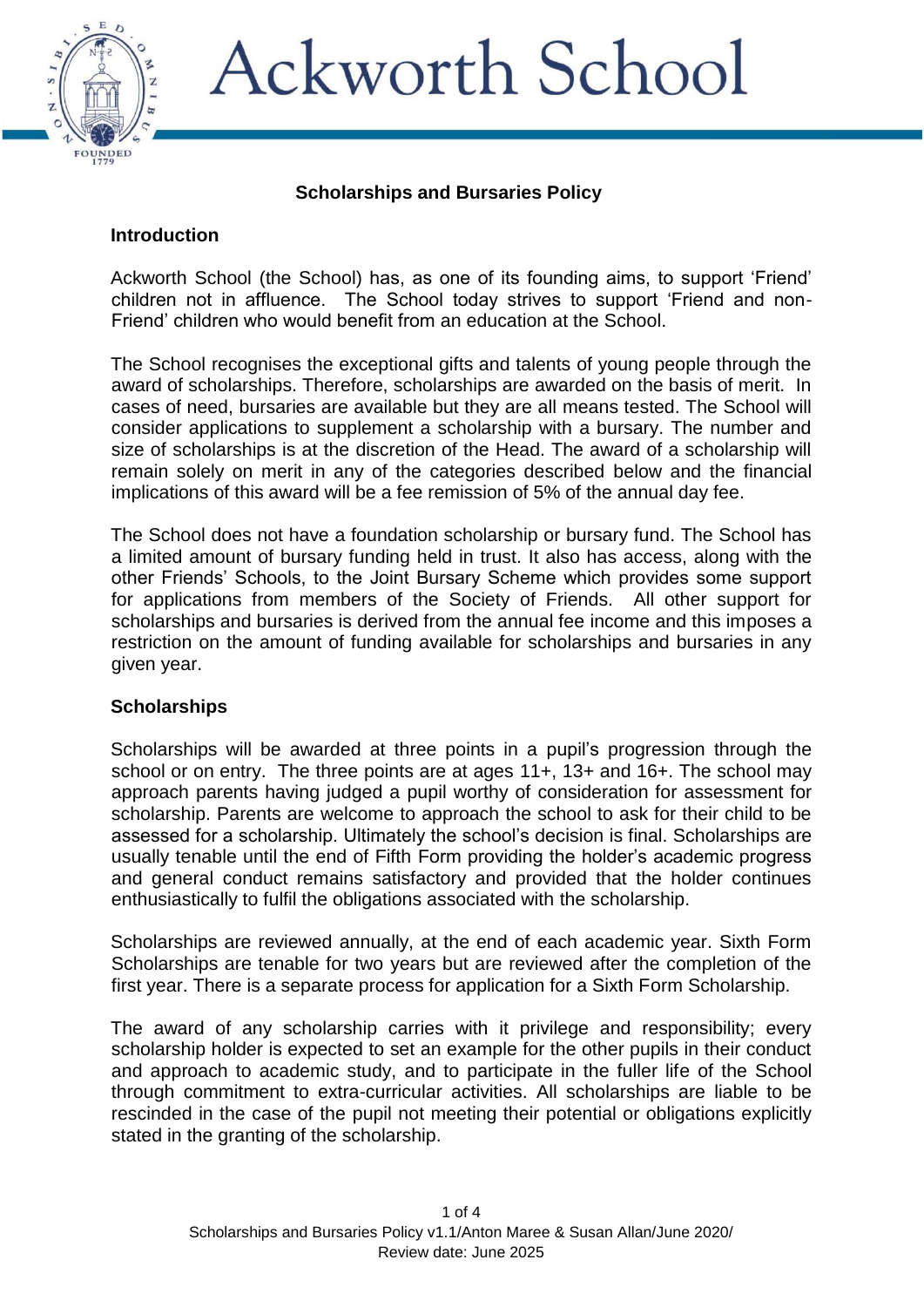# Ackworth School

## Scholarships and Bursaries Policy

### Introduction

Ackworth School (the School) has, as one of its founding aims, to support 'Friend' children not in affluence. The School today strives to support 'Friend and non-Friend' children who would benefit from an education at the School.

The School recognises the exceptional gifts and talents of young people through the award of scholarships. Therefore, scholarships are awarded on the basis of merit. In cases of need, bursaries are available but they are all means tested. The School will consider applications to supplement a scholarship with a bursary. The number and size of scholarships is at the discretion of the Head. The award of a scholarship will remain solely on merit in any of the categories described below and the financial implications of this award will be a fee remission of 5% of the annual day fee.

The School does not have a foundation scholarship or bursary fund. The School has a limited amount of bursary funding held in trust. It also has access, along with the other Friends' Schools, to the Joint Bursary Scheme which provides some support for applications from members of the Society of Friends. All other support for scholarships and bursaries is derived from the annual fee income and this imposes a restriction on the amount of funding available for scholarships and bursaries in any given year.

### Scholarships

Scholarships will be awarded at three points in a pupil's progression through the school or on entry. The three points are at ages 11+, 13+ and 16+. The school may approach parents having judged a pupil worthy of consideration for assessment for scholarship. Parents are welcome to approach the school to ask for their child to be assessed for a scholarship. Ultimately the school's decision is final. Scholarships are usually tenable until the end of Fifth Form providing the holder's academic progress and general conduct remains satisfactory and provided that the holder continues enthusiastically to fulfil the obligations associated with the scholarship.

Scholarships are reviewed annually, at the end of each academic year. Sixth Form Scholarships are tenable for two years but are reviewed after the completion of the first year. There is a separate process for application for a Sixth Form Scholarship.

The award of any scholarship carries with it privilege and responsibility; every scholarship holder is expected to set an example for the other pupils in their conduct and approach to academic study, and to participate in the fuller life of the School through commitment to extra-curricular activities. All scholarships are liable to be rescinded in the case of the pupil not meeting their potential or obligations explicitly stated in the granting of the scholarship.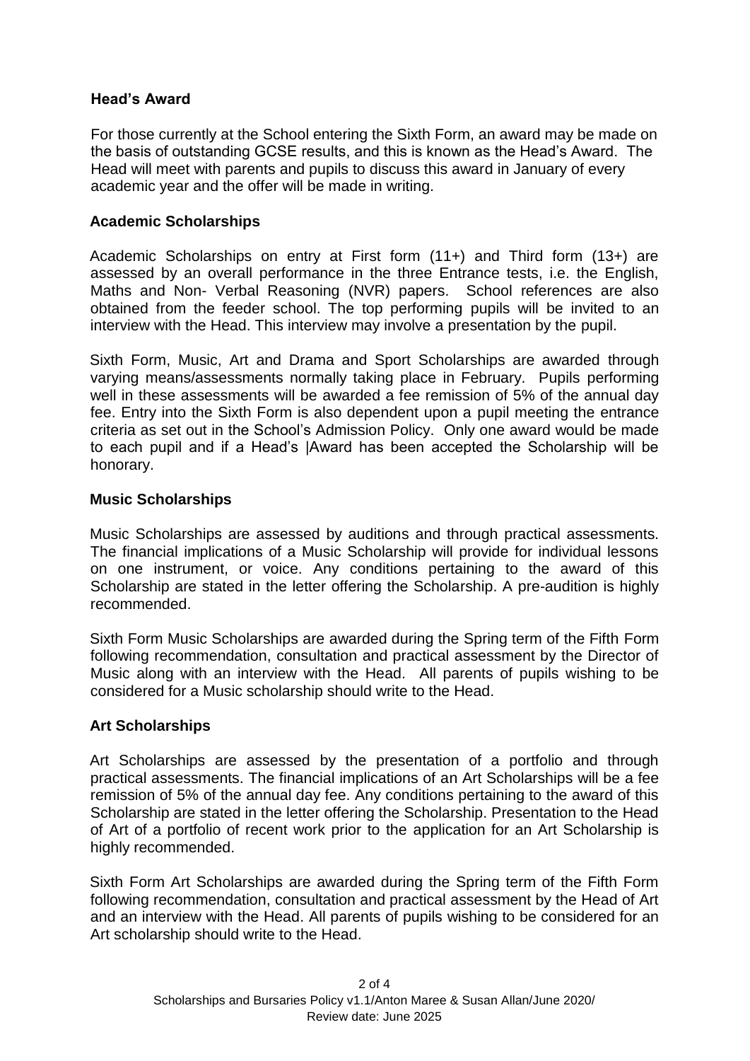## Head's Award

For those currently at the School entering the Sixth Form, an award may be made on the basis of outstanding GCSE results, and this is known as the Head's Award. The Head will meet with parents and pupils to discuss this award in January of every academic year and the offer will be made in writing.

## Academic Scholarships

Academic Scholarships on entry at First form (11+) and Third form (13+) are assessed by an overall performance in the three Entrance tests, i.e. the English, Maths and Non- Verbal Reasoning (NVR) papers. School references are also obtained from the feeder school. The top performing pupils will be invited to an interview with the Head. This interview may involve a presentation by the pupil.

Sixth Form, Music, Art and Drama and Sport Scholarships are awarded through varying means/assessments normally taking place in February. Pupils performing well in these assessments will be awarded a fee remission of 5% of the annual day fee. Entry into the Sixth Form is also dependent upon a pupil meeting the entrance criteria as set out in the School's Admission Policy. Only one award would be made to each pupil and if a Head's |Award has been accepted the Scholarship will be honorary.

## Music Scholarships

Music Scholarships are assessed by auditions and through practical assessments. The financial implications of a Music Scholarship will provide for individual lessons on one instrument, or voice. Any conditions pertaining to the award of this Scholarship are stated in the letter offering the Scholarship. A pre-audition is highly recommended.

Sixth Form Music Scholarships are awarded during the Spring term of the Fifth Form following recommendation, consultation and practical assessment by the Director of Music along with an interview with the Head. All parents of pupils wishing to be considered for a Music scholarship should write to the Head.

## Art Scholarships

Art Scholarships are assessed by the presentation of a portfolio and through practical assessments. The financial implications of an Art Scholarships will be a fee remission of 5% of the annual day fee. Any conditions pertaining to the award of this Scholarship are stated in the letter offering the Scholarship. Presentation to the Head of Art of a portfolio of recent work prior to the application for an Art Scholarship is highly recommended.

Sixth Form Art Scholarships are awarded during the Spring term of the Fifth Form following recommendation, consultation and practical assessment by the Head of Art and an interview with the Head. All parents of pupils wishing to be considered for an Art scholarship should write to the Head.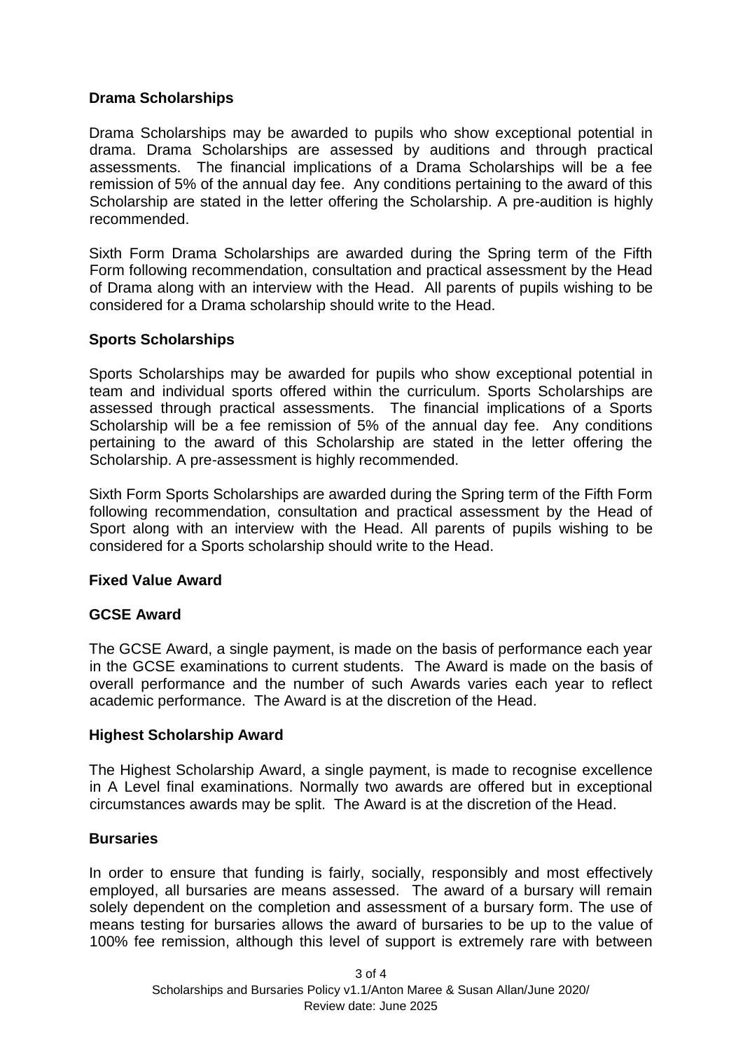**Drama Scholarships**

Drama Scholarships may be awarded to pupils who show exceptional potential in drama. Drama Scholarships are assessed by auditions and through practical assessments. The financial implications of a Drama Scholarships will be a fee remission of 5% of the annual day fee. Any conditions pertaining to the award of this Scholarship are stated in the letter offering the Scholarship. A pre-audition is highly recommended.

Sixth Form Drama Scholarships are awarded during the Spring term of the Fifth Form following recommendation, consultation and practical assessment by the Head of Drama along with an interview with the Head. All parents of pupils wishing to be considered for a Drama scholarship should write to the Head.

**Sports Scholarships**

Sports Scholarships may be awarded for pupils who show exceptional potential in team and individual sports offered within the curriculum. Sports Scholarships are assessed through practical assessments. The financial implications of a Sports Scholarship will be a fee remission of 5% of the annual day fee. Any conditions pertaining to the award of this Scholarship are stated in the letter offering the Scholarship. A pre-assessment is highly recommended.

Sixth Form Sports Scholarships are awarded during the Spring term of the Fifth Form following recommendation, consultation and practical assessment by the Head of Sport along with an interview with the Head. All parents of pupils wishing to be considered for a Sports scholarship should write to the Head.

**Fixed Value Award**

**GCSE Award**

The GCSE Award, a single payment, is made on the basis of performance each year in the GCSE examinations to current students. The Award is made on the basis of overall performance and the number of such Awards varies each year to reflect academic performance. The Award is at the discretion of the Head.

**Highest Scholarship Award**

The Highest Scholarship Award, a single payment, is made to recognise excellence in A Level final examinations. Normally two awards are offered but in exceptional circumstances awards may be split. The Award is at the discretion of the Head.

**Bursaries**

In order to ensure that funding is fairly, socially, responsibly and most effectively employed, all bursaries are means assessed. The award of a bursary will remain solely dependent on the completion and assessment of a bursary form. The use of means testing for bursaries allows the award of bursaries to be up to the value of 100% fee remission, although this level of support is extremely rare with between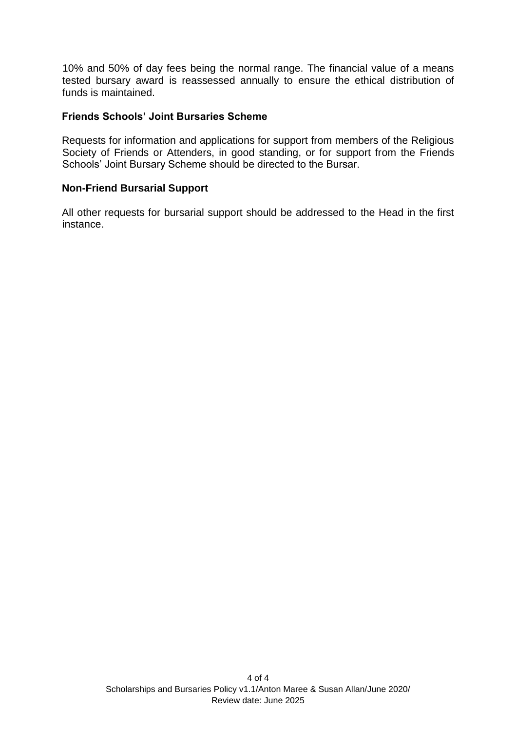10% and 50% of day fees being the normal range. The financial value of a means tested bursary award is reassessed annually to ensure the ethical distribution of funds is maintained.

**Friends Schools' Joint Bursaries Scheme**

Requests for information and applications for support from members of the Religious Society of Friends or Attenders, in good standing, or for support from the Friends Schools' Joint Bursary Scheme should be directed to the Bursar.

**Non-Friend Bursarial Support**

All other requests for bursarial support should be addressed to the Head in the first instance.